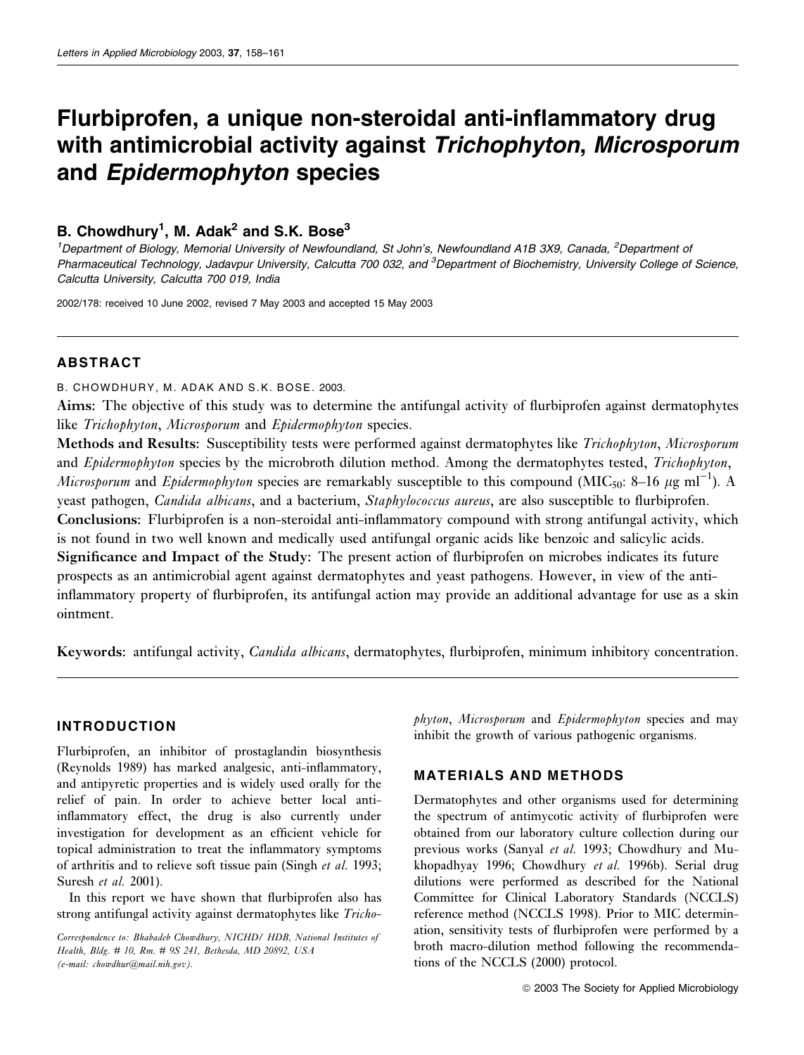# Flurbiprofen, a unique non-steroidal anti-inflammatory drug with antimicrobial activity against *Trichophyton*, *Microsporum* and *Epidermophyton* species

**B. Chowdhury[1], M. Adak[2] and S.K. Bose[3]**

[1]Department of Biology, Memorial University of Newfoundland, St John's, Newfoundland A1B 3X9, Canada, [2]Department of Pharmaceutical Technology, Jadavpur University, Calcutta 700 032, and [3]Department of Biochemistry, University College of Science, Calcutta University, Calcutta 700 019, India

2002/178: received 10 June 2002, revised 7 May 2003 and accepted 15 May 2003

## ABSTRACT

B. CHOWDHURY, M. ADAK AND S.K. BOSE. 2003.

**Aims:** The objective of this study was to determine the antifungal activity of flurbiprofen against dermatophytes like *Trichophyton*, *Microsporum* and *Epidermophyton* species.

**Methods and Results:** Susceptibility tests were performed against dermatophytes like *Trichophyton*, *Microsporum* and *Epidermophyton* species by the microbroth dilution method. Among the dermatophytes tested, *Trichophyton*, *Microsporum* and *Epidermophyton* species are remarkably susceptible to this compound ($MIC_{50}$: 8–16 $\mu g\ ml^{-1}$). A yeast pathogen, *Candida albicans*, and a bacterium, *Staphylococcus aureus*, are also susceptible to flurbiprofen.

**Conclusions:** Flurbiprofen is a non-steroidal anti-inflammatory compound with strong antifungal activity, which is not found in two well known and medically used antifungal organic acids like benzoic and salicylic acids.

**Significance and Impact of the Study:** The present action of flurbiprofen on microbes indicates its future prospects as an antimicrobial agent against dermatophytes and yeast pathogens. However, in view of the anti-inflammatory property of flurbiprofen, its antifungal action may provide an additional advantage for use as a skin ointment.

**Keywords:** antifungal activity, *Candida albicans*, dermatophytes, flurbiprofen, minimum inhibitory concentration.

## INTRODUCTION

Flurbiprofen, an inhibitor of prostaglandin biosynthesis (Reynolds 1989) has marked analgesic, anti-inflammatory, and antipyretic properties and is widely used orally for the relief of pain. In order to achieve better local anti-inflammatory effect, the drug is also currently under investigation for development as an efficient vehicle for topical administration to treat the inflammatory symptoms of arthritis and to relieve soft tissue pain (Singh *et al.* 1993; Suresh *et al.* 2001).

In this report we have shown that flurbiprofen also has strong antifungal activity against dermatophytes like *Trichophyton*, *Microsporum* and *Epidermophyton* species and may inhibit the growth of various pathogenic organisms.

## MATERIALS AND METHODS

Dermatophytes and other organisms used for determining the spectrum of antimycotic activity of flurbiprofen were obtained from our laboratory culture collection during our previous works (Sanyal *et al.* 1993; Chowdhury and Mukhopadhyay 1996; Chowdhury *et al.* 1996b). Serial drug dilutions were performed as described for the National Committee for Clinical Laboratory Standards (NCCLS) reference method (NCCLS 1998). Prior to MIC determination, sensitivity tests of flurbiprofen were performed by a broth macro-dilution method following the recommendations of the NCCLS (2000) protocol.

*Correspondence to: Bhabadeb Chowdhury, NICHD/ HDB, National Institutes of Health, Bldg. # 10, Rm. # 9S 241, Bethesda, MD 20892, USA (e-mail: chowdhur@mail.nih.gov).*

© 2003 The Society for Applied Microbiology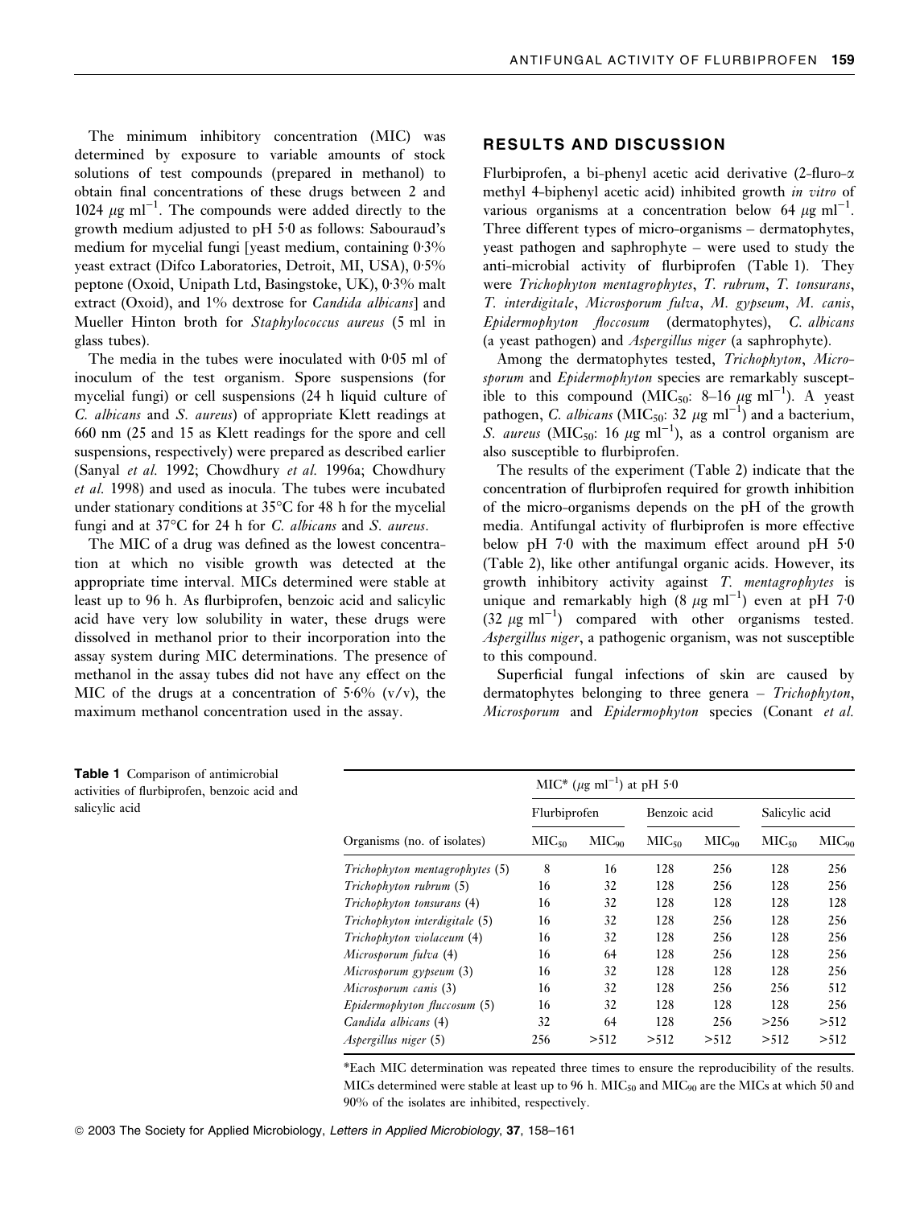The minimum inhibitory concentration (MIC) was determined by exposure to variable amounts of stock solutions of test compounds (prepared in methanol) to obtain final concentrations of these drugs between 2 and 1024 $\mu g\ ml^{-1}$. The compounds were added directly to the growth medium adjusted to pH 5·0 as follows: Sabouraud's medium for mycelial fungi [yeast medium, containing 0·3% yeast extract (Difco Laboratories, Detroit, MI, USA), 0·5% peptone (Oxoid, Unipath Ltd, Basingstoke, UK), 0·3% malt extract (Oxoid), and 1% dextrose for *Candida albicans*] and Mueller Hinton broth for *Staphylococcus aureus* (5 ml in glass tubes).

The media in the tubes were inoculated with 0·05 ml of inoculum of the test organism. Spore suspensions (for mycelial fungi) or cell suspensions (24 h liquid culture of *C. albicans* and *S. aureus*) of appropriate Klett readings at 660 nm (25 and 15 as Klett readings for the spore and cell suspensions, respectively) were prepared as described earlier (Sanyal *et al.* 1992; Chowdhury *et al.* 1996a; Chowdhury *et al.* 1998) and used as inocula. The tubes were incubated under stationary conditions at 35°C for 48 h for the mycelial fungi and at 37°C for 24 h for *C. albicans* and *S. aureus*.

The MIC of a drug was defined as the lowest concentration at which no visible growth was detected at the appropriate time interval. MICs determined were stable at least up to 96 h. As flurbiprofen, benzoic acid and salicylic acid have very low solubility in water, these drugs were dissolved in methanol prior to their incorporation into the assay system during MIC determinations. The presence of methanol in the assay tubes did not have any effect on the MIC of the drugs at a concentration of 5·6% (v/v), the maximum methanol concentration used in the assay.

## RESULTS AND DISCUSSION

Flurbiprofen, a bi-phenyl acetic acid derivative (2-fluro-$\alpha$ methyl 4-biphenyl acetic acid) inhibited growth *in vitro* of various organisms at a concentration below 64 $\mu g\ ml^{-1}$. Three different types of micro-organisms – dermatophytes, yeast pathogen and saphrophyte – were used to study the anti-microbial activity of flurbiprofen (Table 1). They were *Trichophyton mentagrophytes*, *T. rubrum*, *T. tonsurans*, *T. interdigitale*, *Microsporum fulva*, *M. gypseum*, *M. canis*, *Epidermophyton floccosum* (dermatophytes), *C. albicans* (a yeast pathogen) and *Aspergillus niger* (a saphrophyte).

Among the dermatophytes tested, *Trichophyton*, *Microsporum* and *Epidermophyton* species are remarkably susceptible to this compound ($MIC_{50}$: 8–16 $\mu g\ ml^{-1}$). A yeast pathogen, *C. albicans* ($MIC_{50}$: 32 $\mu g\ ml^{-1}$) and a bacterium, *S. aureus* ($MIC_{50}$: 16 $\mu g\ ml^{-1}$), as a control organism are also susceptible to flurbiprofen.

The results of the experiment (Table 2) indicate that the concentration of flurbiprofen required for growth inhibition of the micro-organisms depends on the pH of the growth media. Antifungal activity of flurbiprofen is more effective below pH 7·0 with the maximum effect around pH 5·0 (Table 2), like other antifungal organic acids. However, its growth inhibitory activity against *T. mentagrophytes* is unique and remarkably high (8 $\mu g\ ml^{-1}$) even at pH 7·0 (32 $\mu g\ ml^{-1}$) compared with other organisms tested. *Aspergillus niger*, a pathogenic organism, was not susceptible to this compound.

Superficial fungal infections of skin are caused by dermatophytes belonging to three genera – *Trichophyton*, *Microsporum* and *Epidermophyton* species (Conant *et al.*

**Table 1** Comparison of antimicrobial activities of flurbiprofen, benzoic acid and salicylic acid

| Organisms (no. of isolates) | MIC* ($\mu g\ ml^{-1}$) at pH 5·0 | | | | | |
|---|---|---|---|---|---|---|
| | Flurbiprofen | | Benzoic acid | | Salicylic acid | |
| | $MIC_{50}$ | $MIC_{90}$ | $MIC_{50}$ | $MIC_{90}$ | $MIC_{50}$ | $MIC_{90}$ |
| *Trichophyton mentagrophytes* (5) | 8 | 16 | 128 | 256 | 128 | 256 |
| *Trichophyton rubrum* (5) | 16 | 32 | 128 | 256 | 128 | 256 |
| *Trichophyton tonsurans* (4) | 16 | 32 | 128 | 128 | 128 | 128 |
| *Trichophyton interdigitale* (5) | 16 | 32 | 128 | 256 | 128 | 256 |
| *Trichophyton violaceum* (4) | 16 | 32 | 128 | 256 | 128 | 256 |
| *Microsporum fulva* (4) | 16 | 64 | 128 | 256 | 128 | 256 |
| *Microsporum gypseum* (3) | 16 | 32 | 128 | 128 | 128 | 256 |
| *Microsporum canis* (3) | 16 | 32 | 128 | 256 | 256 | 512 |
| *Epidermophyton fluccosum* (5) | 16 | 32 | 128 | 128 | 128 | 256 |
| *Candida albicans* (4) | 32 | 64 | 128 | 256 | >256 | >512 |
| *Aspergillus niger* (5) | 256 | >512 | >512 | >512 | >512 | >512 |

*Each MIC determination was repeated three times to ensure the reproducibility of the results. MICs determined were stable at least up to 96 h. $MIC_{50}$ and $MIC_{90}$ are the MICs at which 50 and 90% of the isolates are inhibited, respectively.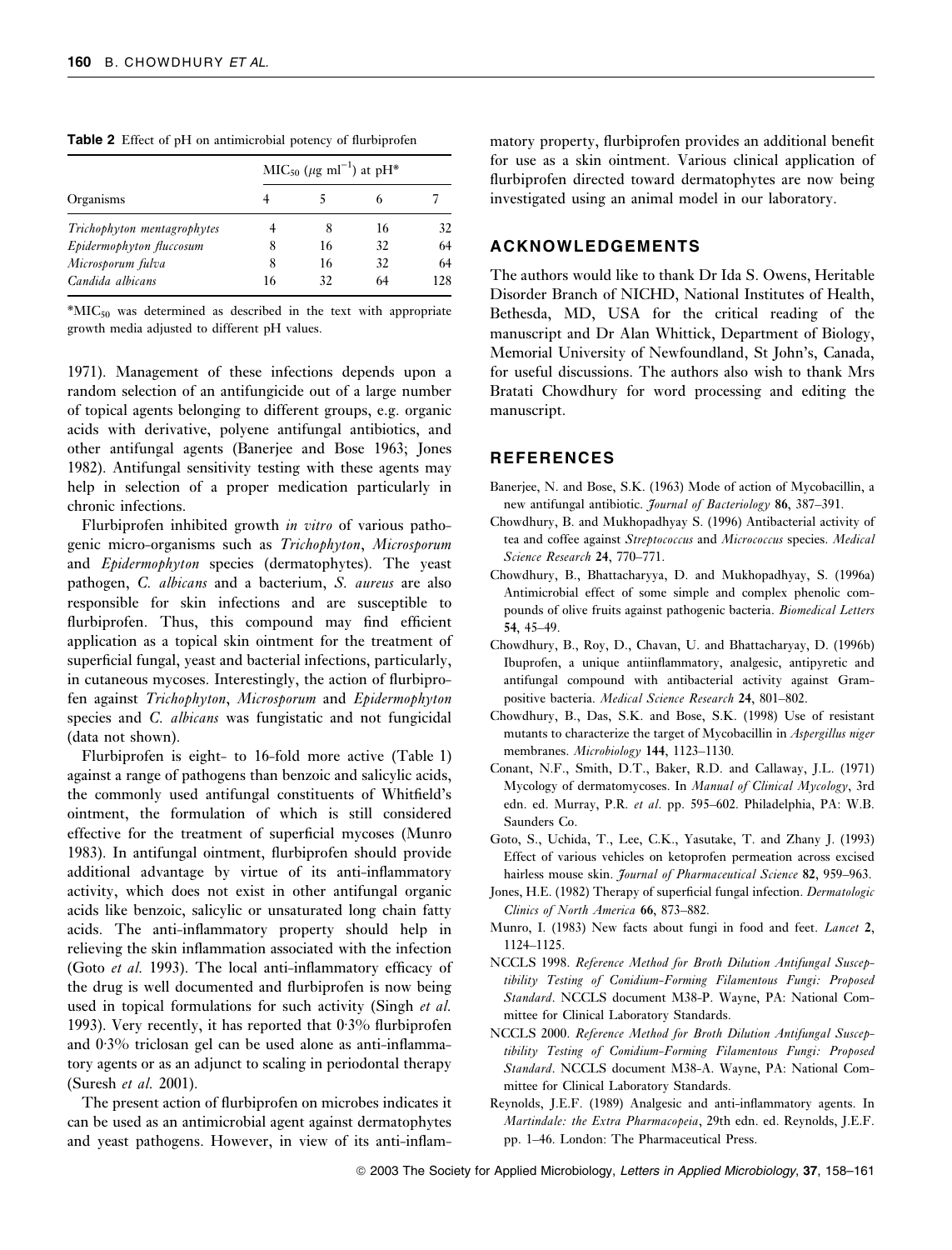**Table 2** Effect of pH on antimicrobial potency of flurbiprofen

| Organisms | $MIC_{50}$ ($\mu$g ml$^{-1}$) at pH* | | | |
|---|---|---|---|---|
| | 4 | 5 | 6 | 7 |
| *Trichophyton mentagrophytes* | 4 | 8 | 16 | 32 |
| *Epidermophyton fluccosum* | 8 | 16 | 32 | 64 |
| *Microsporum fulva* | 8 | 16 | 32 | 64 |
| *Candida albicans* | 16 | 32 | 64 | 128 |

*$MIC_{50}$ was determined as described in the text with appropriate growth media adjusted to different pH values.

1971). Management of these infections depends upon a random selection of an antifungicide out of a large number of topical agents belonging to different groups, e.g. organic acids with derivative, polyene antifungal antibiotics, and other antifungal agents (Banerjee and Bose 1963; Jones 1982). Antifungal sensitivity testing with these agents may help in selection of a proper medication particularly in chronic infections.

Flurbiprofen inhibited growth *in vitro* of various pathogenic micro-organisms such as *Trichophyton*, *Microsporum* and *Epidermophyton* species (dermatophytes). The yeast pathogen, *C. albicans* and a bacterium, *S. aureus* are also responsible for skin infections and are susceptible to flurbiprofen. Thus, this compound may find efficient application as a topical skin ointment for the treatment of superficial fungal, yeast and bacterial infections, particularly, in cutaneous mycoses. Interestingly, the action of flurbiprofen against *Trichophyton*, *Microsporum* and *Epidermophyton* species and *C. albicans* was fungistatic and not fungicidal (data not shown).

Flurbiprofen is eight- to 16-fold more active (Table 1) against a range of pathogens than benzoic and salicylic acids, the commonly used antifungal constituents of Whitfield's ointment, the formulation of which is still considered effective for the treatment of superficial mycoses (Munro 1983). In antifungal ointment, flurbiprofen should provide additional advantage by virtue of its anti-inflammatory activity, which does not exist in other antifungal organic acids like benzoic, salicylic or unsaturated long chain fatty acids. The anti-inflammatory property should help in relieving the skin inflammation associated with the infection (Goto *et al.* 1993). The local anti-inflammatory efficacy of the drug is well documented and flurbiprofen is now being used in topical formulations for such activity (Singh *et al.* 1993). Very recently, it has reported that 0·3% flurbiprofen and 0·3% triclosan gel can be used alone as anti-inflammatory agents or as an adjunct to scaling in periodontal therapy (Suresh *et al.* 2001).

The present action of flurbiprofen on microbes indicates it can be used as an antimicrobial agent against dermatophytes and yeast pathogens. However, in view of its anti-inflammatory property, flurbiprofen provides an additional benefit for use as a skin ointment. Various clinical application of flurbiprofen directed toward dermatophytes are now being investigated using an animal model in our laboratory.

## ACKNOWLEDGEMENTS

The authors would like to thank Dr Ida S. Owens, Heritable Disorder Branch of NICHD, National Institutes of Health, Bethesda, MD, USA for the critical reading of the manuscript and Dr Alan Whittick, Department of Biology, Memorial University of Newfoundland, St John's, Canada, for useful discussions. The authors also wish to thank Mrs Bratati Chowdhury for word processing and editing the manuscript.

## REFERENCES

Banerjee, N. and Bose, S.K. (1963) Mode of action of Mycobacillin, a new antifungal antibiotic. *Journal of Bacteriology* **86**, 387–391.

Chowdhury, B. and Mukhopadhyay S. (1996) Antibacterial activity of tea and coffee against *Streptococcus* and *Micrococcus* species. *Medical Science Research* **24**, 770–771.

Chowdhury, B., Bhattacharyya, D. and Mukhopadhyay, S. (1996a) Antimicrobial effect of some simple and complex phenolic compounds of olive fruits against pathogenic bacteria. *Biomedical Letters* **54**, 45–49.

Chowdhury, B., Roy, D., Chavan, U. and Bhattacharyay, D. (1996b) Ibuprofen, a unique antiinflammatory, analgesic, antipyretic and antifungal compound with antibacterial activity against Gram-positive bacteria. *Medical Science Research* **24**, 801–802.

Chowdhury, B., Das, S.K. and Bose, S.K. (1998) Use of resistant mutants to characterize the target of Mycobacillin in *Aspergillus niger* membranes. *Microbiology* **144**, 1123–1130.

Conant, N.F., Smith, D.T., Baker, R.D. and Callaway, J.L. (1971) Mycology of dermatomycoses. In *Manual of Clinical Mycology*, 3rd edn. ed. Murray, P.R. *et al*. pp. 595–602. Philadelphia, PA: W.B. Saunders Co.

Goto, S., Uchida, T., Lee, C.K., Yasutake, T. and Zhany J. (1993) Effect of various vehicles on ketoprofen permeation across excised hairless mouse skin. *Journal of Pharmaceutical Science* **82**, 959–963.

Jones, H.E. (1982) Therapy of superficial fungal infection. *Dermatologic Clinics of North America* **66**, 873–882.

Munro, I. (1983) New facts about fungi in food and feet. *Lancet* **2**, 1124–1125.

NCCLS 1998. *Reference Method for Broth Dilution Antifungal Susceptibility Testing of Conidium-Forming Filamentous Fungi: Proposed Standard*. NCCLS document M38-P. Wayne, PA: National Committee for Clinical Laboratory Standards.

NCCLS 2000. *Reference Method for Broth Dilution Antifungal Susceptibility Testing of Conidium-Forming Filamentous Fungi: Proposed Standard*. NCCLS document M38-A. Wayne, PA: National Committee for Clinical Laboratory Standards.

Reynolds, J.E.F. (1989) Analgesic and anti-inflammatory agents. In *Martindale: the Extra Pharmacopeia*, 29th edn. ed. Reynolds, J.E.F. pp. 1–46. London: The Pharmaceutical Press.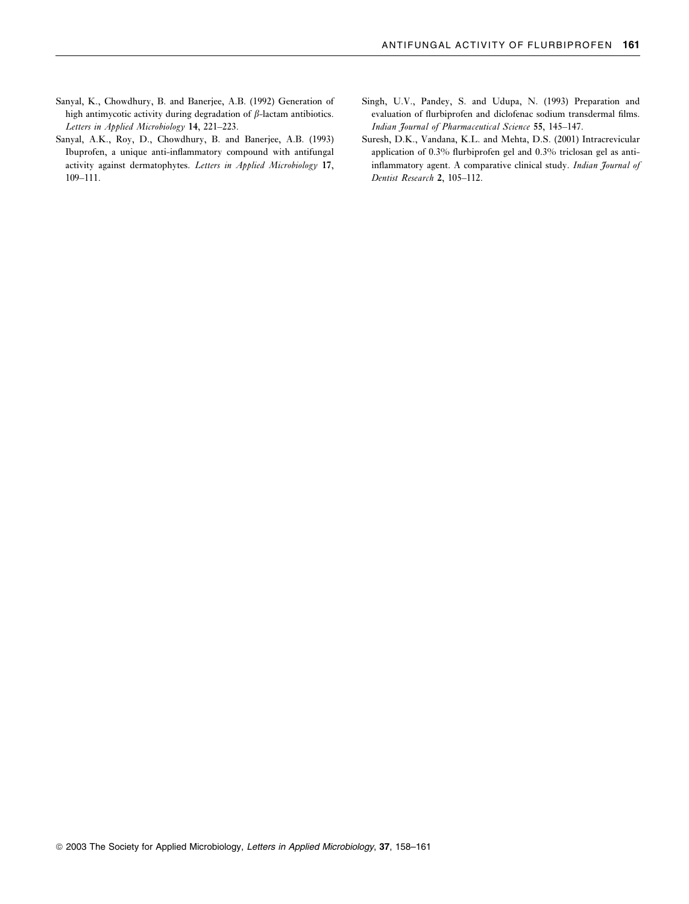Sanyal, K., Chowdhury, B. and Banerjee, A.B. (1992) Generation of high antimycotic activity during degradation of $\beta$-lactam antibiotics. *Letters in Applied Microbiology* **14**, 221–223.

Sanyal, A.K., Roy, D., Chowdhury, B. and Banerjee, A.B. (1993) Ibuprofen, a unique anti-inflammatory compound with antifungal activity against dermatophytes. *Letters in Applied Microbiology* **17**, 109–111.

Singh, U.V., Pandey, S. and Udupa, N. (1993) Preparation and evaluation of flurbiprofen and diclofenac sodium transdermal films. *Indian Journal of Pharmaceutical Science* **55**, 145–147.

Suresh, D.K., Vandana, K.L. and Mehta, D.S. (2001) Intracrevicular application of 0.3% flurbiprofen gel and 0.3% triclosan gel as anti-inflammatory agent. A comparative clinical study. *Indian Journal of Dentist Research* **2**, 105–112.